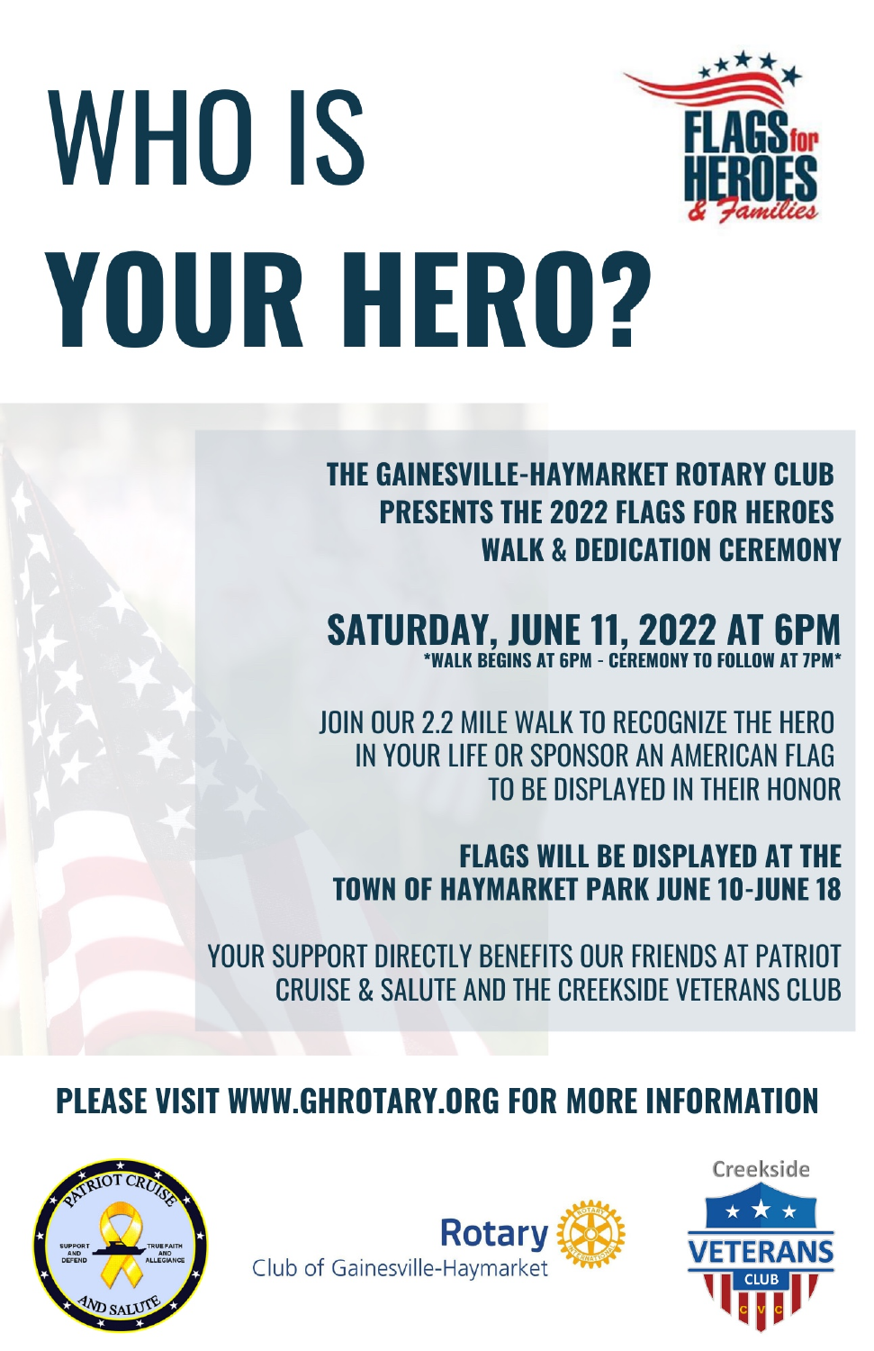# WHO IS YOUR HERO?

FLAGS for HEROES & Families

**THE GAINESVILLE-HAYMARKET ROTARY CLUB PRESENTS THE 2022 FLAGS FOR HEROES WALK & DEDICATION CEREMONY**

## SATURDAY, JUNE 11, 2022 AT 6PM

***WALK BEGINS AT 6PM - CEREMONY TO FOLLOW AT 7PM***

JOIN OUR 2.2 MILE WALK TO RECOGNIZE THE HERO IN YOUR LIFE OR SPONSOR AN AMERICAN FLAG TO BE DISPLAYED IN THEIR HONOR

**FLAGS WILL BE DISPLAYED AT THE TOWN OF HAYMARKET PARK JUNE 10-JUNE 18**

YOUR SUPPORT DIRECTLY BENEFITS OUR FRIENDS AT PATRIOT CRUISE & SALUTE AND THE CREEKSIDE VETERANS CLUB

**PLEASE VISIT WWW.GHROTARY.ORG FOR MORE INFORMATION**

PATRIOT CRUISE AND SALUTE — SUPPORT AND DEFEND — TRUE FAITH AND ALLEGIANCE

Rotary Club of Gainesville-Haymarket

Creekside VETERANS CLUB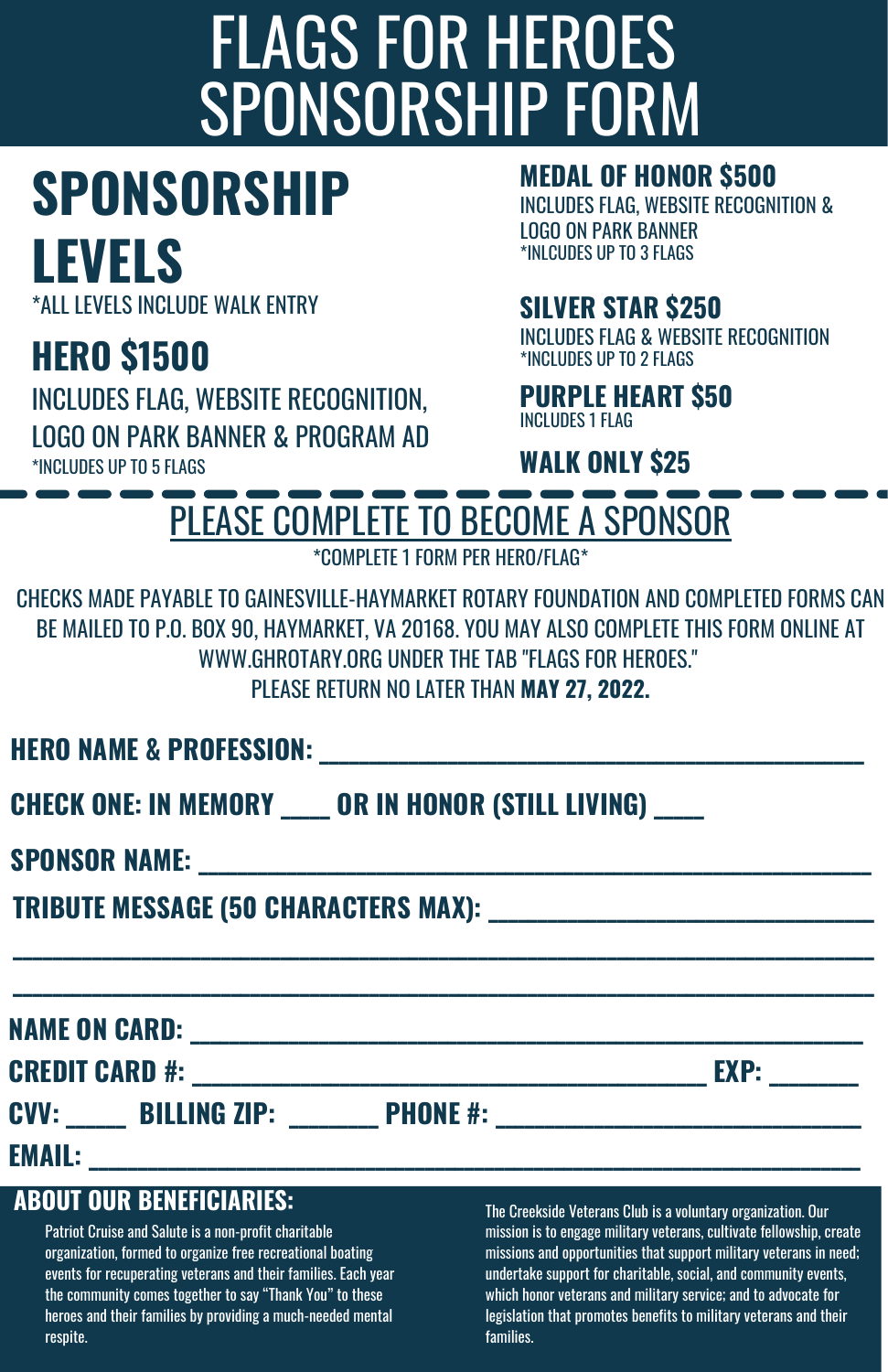# FLAGS FOR HEROES SPONSORSHIP FORM

## SPONSORSHIP LEVELS

*ALL LEVELS INCLUDE WALK ENTRY

### HERO $1500

INCLUDES FLAG, WEBSITE RECOGNITION, LOGO ON PARK BANNER & PROGRAM AD
*INCLUDES UP TO 5 FLAGS

### MEDAL OF HONOR $500

INCLUDES FLAG, WEBSITE RECOGNITION & LOGO ON PARK BANNER
*INLCUDES UP TO 3 FLAGS

### SILVER STAR $250

INCLUDES FLAG & WEBSITE RECOGNITION
*INCLUDES UP TO 2 FLAGS

### PURPLE HEART $50

INCLUDES 1 FLAG

### WALK ONLY $25

---

## PLEASE COMPLETE TO BECOME A SPONSOR

*COMPLETE 1 FORM PER HERO/FLAG*

CHECKS MADE PAYABLE TO GAINESVILLE-HAYMARKET ROTARY FOUNDATION AND COMPLETED FORMS CAN BE MAILED TO P.O. BOX 90, HAYMARKET, VA 20168. YOU MAY ALSO COMPLETE THIS FORM ONLINE AT WWW.GHROTARY.ORG UNDER THE TAB "FLAGS FOR HEROES."
PLEASE RETURN NO LATER THAN **MAY 27, 2022.**

**HERO NAME & PROFESSION:** ______________________________

**CHECK ONE: IN MEMORY ____ OR IN HONOR (STILL LIVING) ____**

**SPONSOR NAME:** ______________________________

**TRIBUTE MESSAGE (50 CHARACTERS MAX):** ______________________________

______________________________________________________________

______________________________________________________________

**NAME ON CARD:** ______________________________

**CREDIT CARD #:** ______________________________ **EXP:** ______

**CVV:** _____ **BILLING ZIP:** _______ **PHONE #:** ______________________________

**EMAIL:** ______________________________

## ABOUT OUR BENEFICIARIES:

Patriot Cruise and Salute is a non-profit charitable organization, formed to organize free recreational boating events for recuperating veterans and their families. Each year the community comes together to say "Thank You" to these heroes and their families by providing a much-needed mental respite.

The Creekside Veterans Club is a voluntary organization. Our mission is to engage military veterans, cultivate fellowship, create missions and opportunities that support military veterans in need; undertake support for charitable, social, and community events, which honor veterans and military service; and to advocate for legislation that promotes benefits to military veterans and their families.